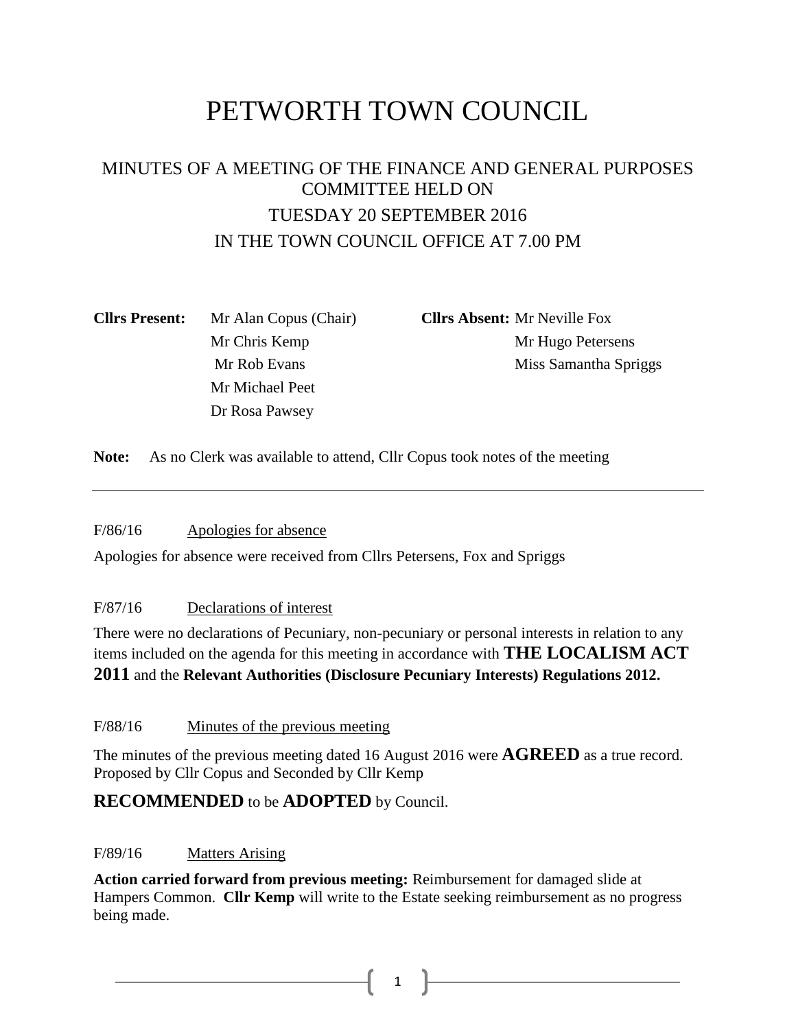# PETWORTH TOWN COUNCIL

## MINUTES OF A MEETING OF THE FINANCE AND GENERAL PURPOSES COMMITTEE HELD ON

## TUESDAY 20 SEPTEMBER 2016

## IN THE TOWN COUNCIL OFFICE AT 7.00 PM

| **Cllrs Present:** | | **Cllrs Absent:** | |
|---|---|---|---|
| | Mr Alan Copus (Chair) | | Mr Neville Fox |
| | Mr Chris Kemp | | Mr Hugo Petersens |
| | Mr Rob Evans | | Miss Samantha Spriggs |
| | Mr Michael Peet | | |
| | Dr Rosa Pawsey | | |

**Note:** As no Clerk was available to attend, Cllr Copus took notes of the meeting

---

F/86/16 Apologies for absence

Apologies for absence were received from Cllrs Petersens, Fox and Spriggs

F/87/16 Declarations of interest

There were no declarations of Pecuniary, non-pecuniary or personal interests in relation to any items included on the agenda for this meeting in accordance with **THE LOCALISM ACT 2011** and the **Relevant Authorities (Disclosure Pecuniary Interests) Regulations 2012.**

F/88/16 Minutes of the previous meeting

The minutes of the previous meeting dated 16 August 2016 were **AGREED** as a true record. Proposed by Cllr Copus and Seconded by Cllr Kemp

**RECOMMENDED** to be **ADOPTED** by Council.

F/89/16 Matters Arising

**Action carried forward from previous meeting:** Reimbursement for damaged slide at Hampers Common. **Cllr Kemp** will write to the Estate seeking reimbursement as no progress being made.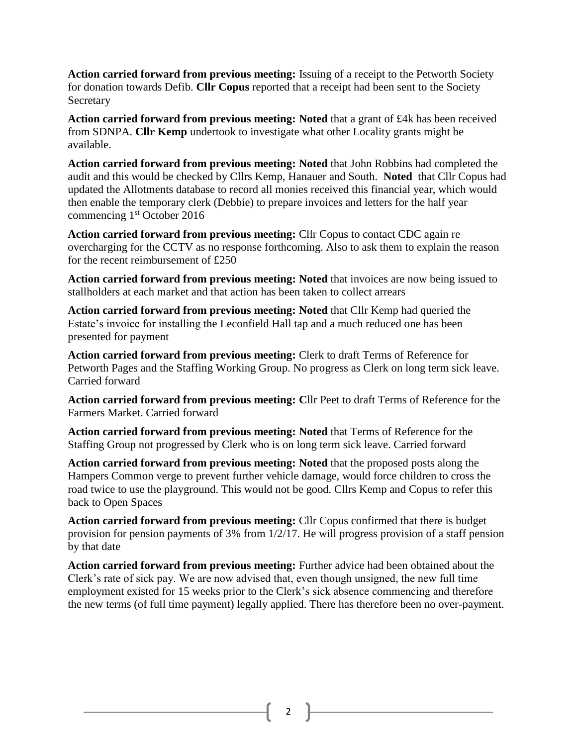**Action carried forward from previous meeting:** Issuing of a receipt to the Petworth Society for donation towards Defib. **Cllr Copus** reported that a receipt had been sent to the Society Secretary

**Action carried forward from previous meeting: Noted** that a grant of £4k has been received from SDNPA. **Cllr Kemp** undertook to investigate what other Locality grants might be available.

**Action carried forward from previous meeting: Noted** that John Robbins had completed the audit and this would be checked by Cllrs Kemp, Hanauer and South. **Noted** that Cllr Copus had updated the Allotments database to record all monies received this financial year, which would then enable the temporary clerk (Debbie) to prepare invoices and letters for the half year commencing 1st October 2016

**Action carried forward from previous meeting:** Cllr Copus to contact CDC again re overcharging for the CCTV as no response forthcoming. Also to ask them to explain the reason for the recent reimbursement of £250

**Action carried forward from previous meeting: Noted** that invoices are now being issued to stallholders at each market and that action has been taken to collect arrears

**Action carried forward from previous meeting: Noted** that Cllr Kemp had queried the Estate's invoice for installing the Leconfield Hall tap and a much reduced one has been presented for payment

**Action carried forward from previous meeting:** Clerk to draft Terms of Reference for Petworth Pages and the Staffing Working Group. No progress as Clerk on long term sick leave. Carried forward

**Action carried forward from previous meeting: C**llr Peet to draft Terms of Reference for the Farmers Market. Carried forward

**Action carried forward from previous meeting: Noted** that Terms of Reference for the Staffing Group not progressed by Clerk who is on long term sick leave. Carried forward

**Action carried forward from previous meeting: Noted** that the proposed posts along the Hampers Common verge to prevent further vehicle damage, would force children to cross the road twice to use the playground. This would not be good. Cllrs Kemp and Copus to refer this back to Open Spaces

**Action carried forward from previous meeting:** Cllr Copus confirmed that there is budget provision for pension payments of 3% from 1/2/17. He will progress provision of a staff pension by that date

**Action carried forward from previous meeting:** Further advice had been obtained about the Clerk's rate of sick pay. We are now advised that, even though unsigned, the new full time employment existed for 15 weeks prior to the Clerk's sick absence commencing and therefore the new terms (of full time payment) legally applied. There has therefore been no over-payment.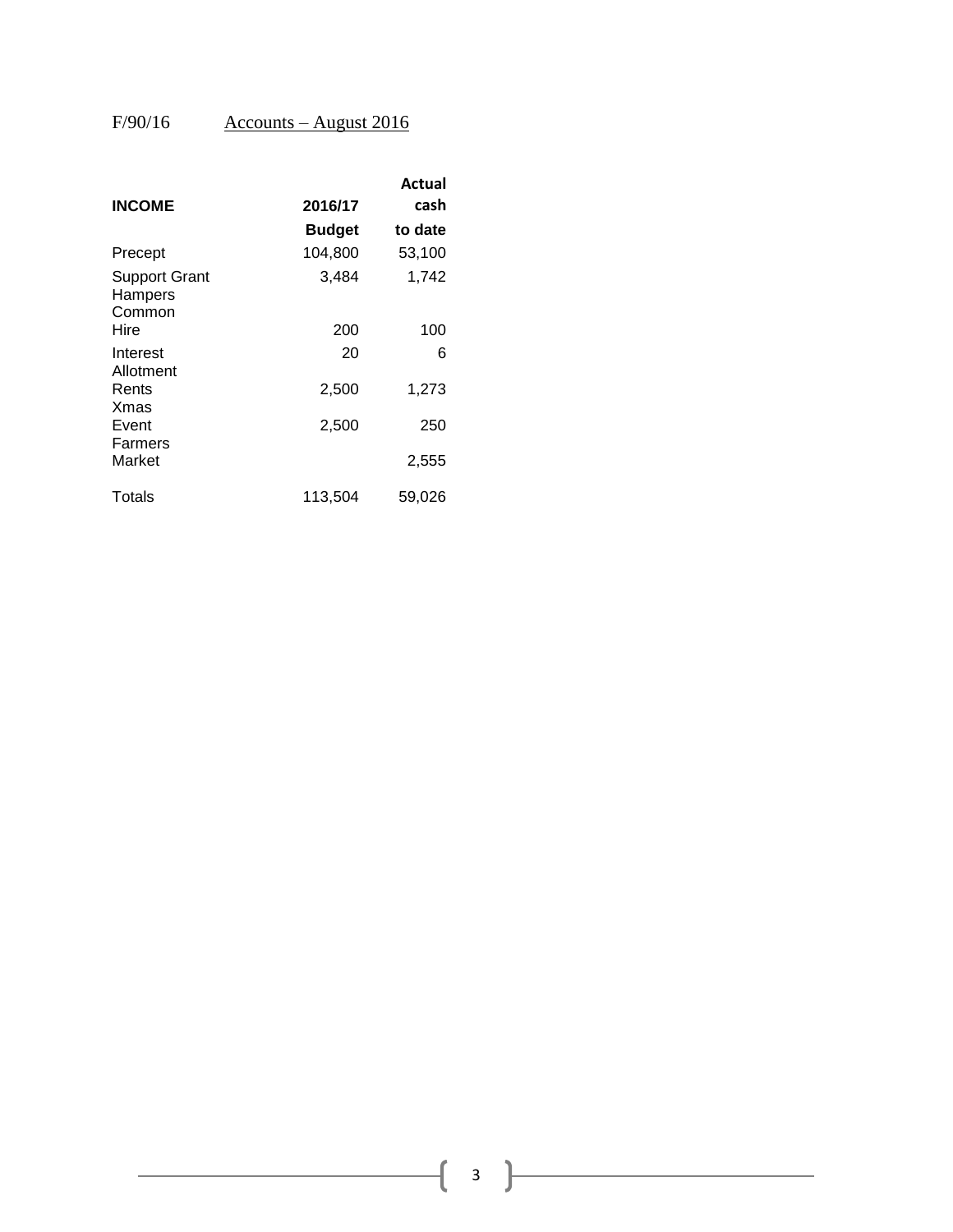F/90/16 Accounts – August 2016

| **INCOME** | **2016/17 Budget** | **Actual cash to date** |
| --- | --- | --- |
| Precept | 104,800 | 53,100 |
| Support Grant | 3,484 | 1,742 |
| Hampers | | |
| Common Hire | 200 | 100 |
| Interest | 20 | 6 |
| Allotment Rents | 2,500 | 1,273 |
| Xmas Event | 2,500 | 250 |
| Farmers Market | | 2,555 |
| Totals | 113,504 | 59,026 |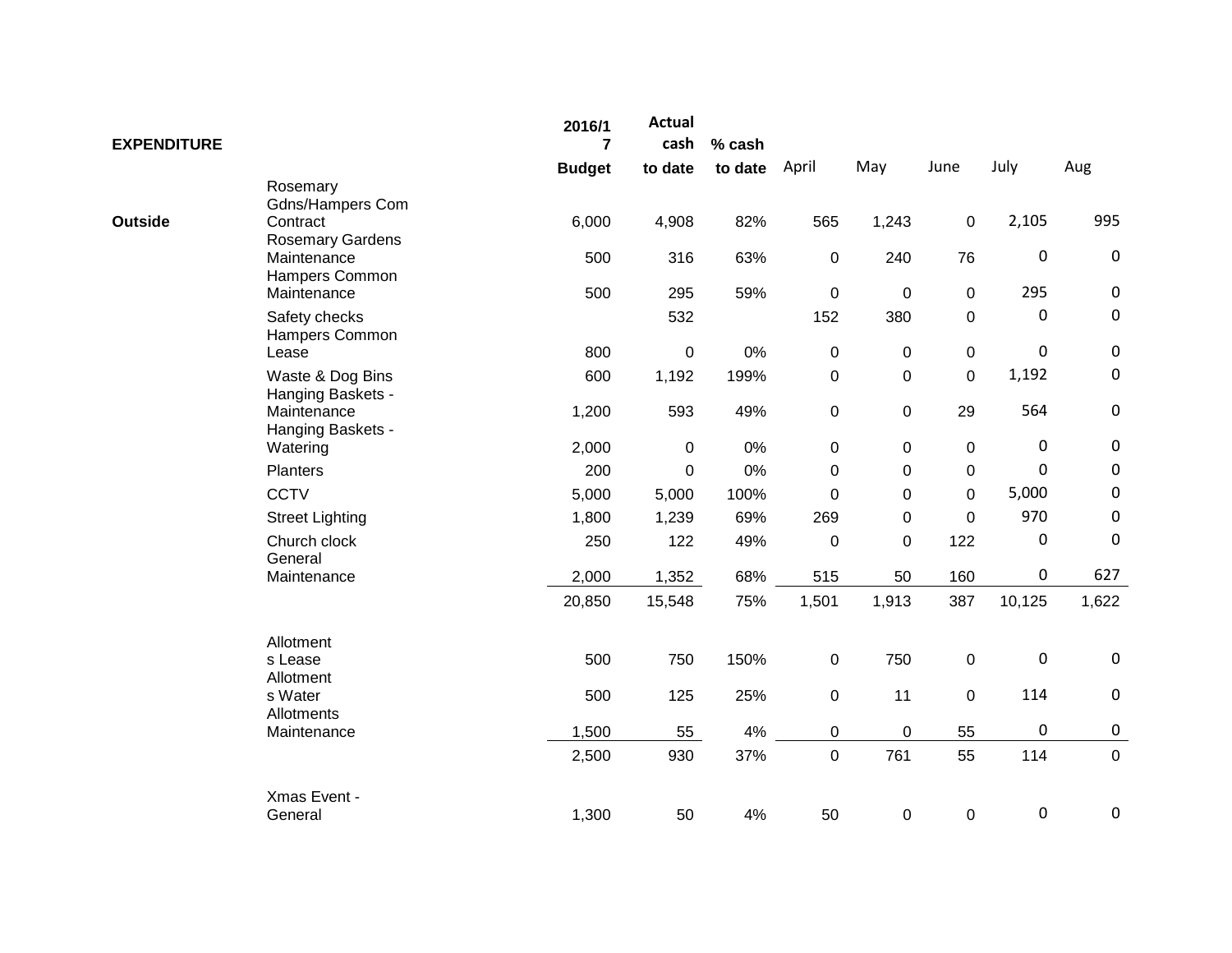| EXPENDITURE | | 2016/17 Budget | Actual cash to date | % cash to date | April | May | June | July | Aug |
|---|---|---|---|---|---|---|---|---|---|
| Outside | Rosemary Gdns/Hampers Com Contract | 6,000 | 4,908 | 82% | 565 | 1,243 | 0 | 2,105 | 995 |
| | Rosemary Gardens Maintenance | 500 | 316 | 63% | 0 | 240 | 76 | 0 | 0 |
| | Hampers Common Maintenance | 500 | 295 | 59% | 0 | 0 | 0 | 295 | 0 |
| | Safety checks | | 532 | | 152 | 380 | 0 | 0 | 0 |
| | Hampers Common Lease | 800 | 0 | 0% | 0 | 0 | 0 | 0 | 0 |
| | Waste & Dog Bins | 600 | 1,192 | 199% | 0 | 0 | 0 | 1,192 | 0 |
| | Hanging Baskets - Maintenance | 1,200 | 593 | 49% | 0 | 0 | 29 | 564 | 0 |
| | Hanging Baskets - Watering | 2,000 | 0 | 0% | 0 | 0 | 0 | 0 | 0 |
| | Planters | 200 | 0 | 0% | 0 | 0 | 0 | 0 | 0 |
| | CCTV | 5,000 | 5,000 | 100% | 0 | 0 | 0 | 5,000 | 0 |
| | Street Lighting | 1,800 | 1,239 | 69% | 269 | 0 | 0 | 970 | 0 |
| | Church clock | 250 | 122 | 49% | 0 | 0 | 122 | 0 | 0 |
| | General Maintenance | 2,000 | 1,352 | 68% | 515 | 50 | 160 | 0 | 627 |
| | | 20,850 | 15,548 | 75% | 1,501 | 1,913 | 387 | 10,125 | 1,622 |
| | Allotments Lease | 500 | 750 | 150% | 0 | 750 | 0 | 0 | 0 |
| | Allotments Water | 500 | 125 | 25% | 0 | 11 | 0 | 114 | 0 |
| | Allotments Maintenance | 1,500 | 55 | 4% | 0 | 0 | 55 | 0 | 0 |
| | | 2,500 | 930 | 37% | 0 | 761 | 55 | 114 | 0 |
| | Xmas Event - General | 1,300 | 50 | 4% | 50 | 0 | 0 | 0 | 0 |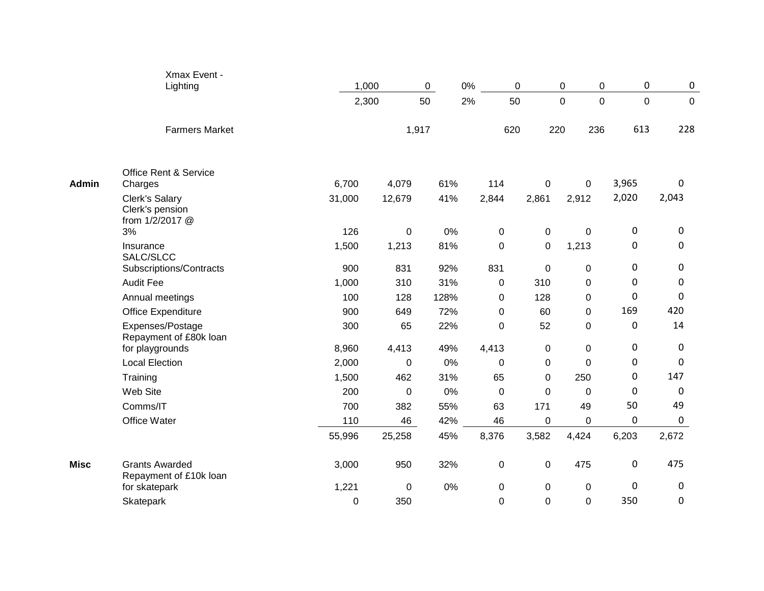| | | | | | | | | | |
|---|---|---|---|---|---|---|---|---|---|
| | Xmax Event - Lighting | 1,000 | 0 | 0% | 0 | 0 | 0 | 0 | 0 |
| | | 2,300 | 50 | 2% | 50 | 0 | 0 | 0 | 0 |
| | Farmers Market | | 1,917 | | 620 | 220 | 236 | 613 | 228 |
| **Admin** | Office Rent & Service Charges | 6,700 | 4,079 | 61% | 114 | 0 | 0 | 3,965 | 0 |
| | Clerk's Salary | 31,000 | 12,679 | 41% | 2,844 | 2,861 | 2,912 | 2,020 | 2,043 |
| | Clerk's pension from 1/2/2017 @ 3% | 126 | 0 | 0% | 0 | 0 | 0 | 0 | 0 |
| | Insurance | 1,500 | 1,213 | 81% | 0 | 0 | 1,213 | 0 | 0 |
| | SALC/SLCC Subscriptions/Contracts | 900 | 831 | 92% | 831 | 0 | 0 | 0 | 0 |
| | Audit Fee | 1,000 | 310 | 31% | 0 | 310 | 0 | 0 | 0 |
| | Annual meetings | 100 | 128 | 128% | 0 | 128 | 0 | 0 | 0 |
| | Office Expenditure | 900 | 649 | 72% | 0 | 60 | 0 | 169 | 420 |
| | Expenses/Postage | 300 | 65 | 22% | 0 | 52 | 0 | 0 | 14 |
| | Repayment of £80k loan for playgrounds | 8,960 | 4,413 | 49% | 4,413 | 0 | 0 | 0 | 0 |
| | Local Election | 2,000 | 0 | 0% | 0 | 0 | 0 | 0 | 0 |
| | Training | 1,500 | 462 | 31% | 65 | 0 | 250 | 0 | 147 |
| | Web Site | 200 | 0 | 0% | 0 | 0 | 0 | 0 | 0 |
| | Comms/IT | 700 | 382 | 55% | 63 | 171 | 49 | 50 | 49 |
| | Office Water | 110 | 46 | 42% | 46 | 0 | 0 | 0 | 0 |
| | | 55,996 | 25,258 | 45% | 8,376 | 3,582 | 4,424 | 6,203 | 2,672 |
| **Misc** | Grants Awarded | 3,000 | 950 | 32% | 0 | 0 | 475 | 0 | 475 |
| | Repayment of £10k loan for skatepark | 1,221 | 0 | 0% | 0 | 0 | 0 | 0 | 0 |
| | Skatepark | 0 | 350 | | 0 | 0 | 0 | 350 | 0 |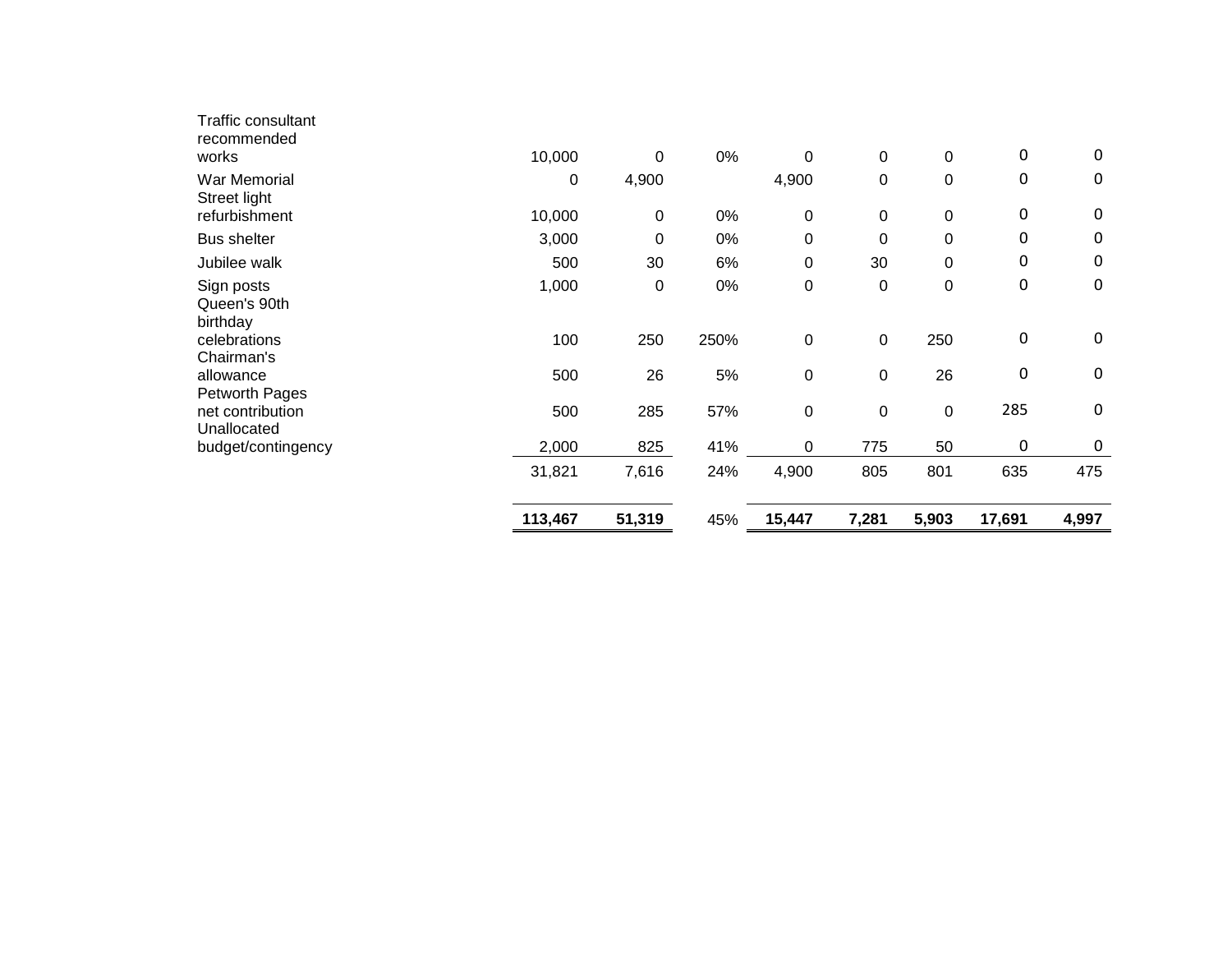| | | | | | | | | |
|---|---|---|---|---|---|---|---|---|
| Traffic consultant recommended works | 10,000 | 0 | 0% | 0 | 0 | 0 | 0 | 0 |
| War Memorial | 0 | 4,900 | | 4,900 | 0 | 0 | 0 | 0 |
| Street light refurbishment | 10,000 | 0 | 0% | 0 | 0 | 0 | 0 | 0 |
| Bus shelter | 3,000 | 0 | 0% | 0 | 0 | 0 | 0 | 0 |
| Jubilee walk | 500 | 30 | 6% | 0 | 30 | 0 | 0 | 0 |
| Sign posts | 1,000 | 0 | 0% | 0 | 0 | 0 | 0 | 0 |
| Queen's 90th birthday celebrations | 100 | 250 | 250% | 0 | 0 | 250 | 0 | 0 |
| Chairman's allowance | 500 | 26 | 5% | 0 | 0 | 26 | 0 | 0 |
| Petworth Pages net contribution | 500 | 285 | 57% | 0 | 0 | 0 | 285 | 0 |
| Unallocated budget/contingency | 2,000 | 825 | 41% | 0 | 775 | 50 | 0 | 0 |
| | 31,821 | 7,616 | 24% | 4,900 | 805 | 801 | 635 | 475 |
| | **113,467** | **51,319** | 45% | **15,447** | **7,281** | **5,903** | **17,691** | **4,997** |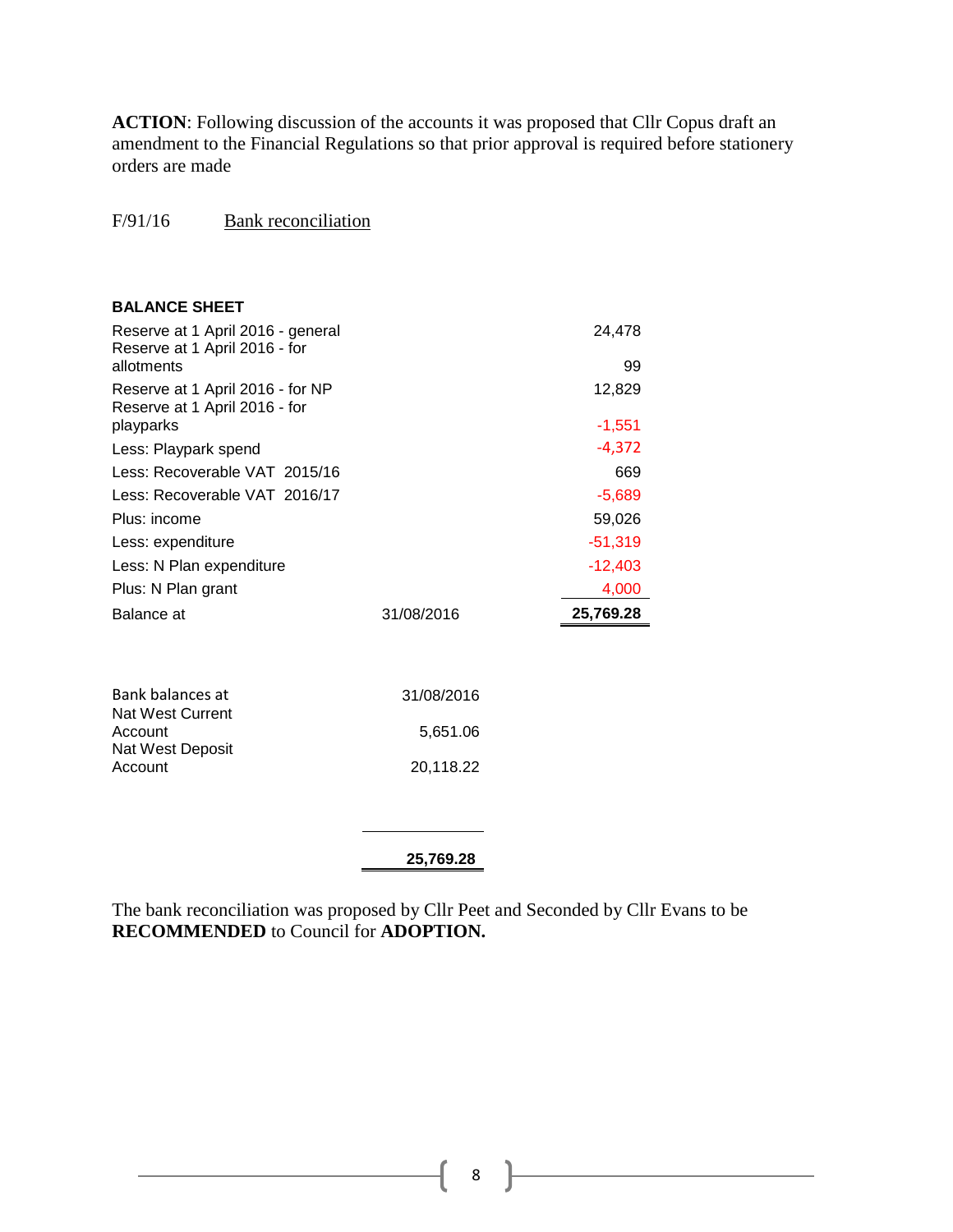**ACTION**: Following discussion of the accounts it was proposed that Cllr Copus draft an amendment to the Financial Regulations so that prior approval is required before stationery orders are made

F/91/16 Bank reconciliation

**BALANCE SHEET**

| | | |
|---|---|---|
| Reserve at 1 April 2016 - general | | 24,478 |
| Reserve at 1 April 2016 - for allotments | | 99 |
| Reserve at 1 April 2016 - for NP | | 12,829 |
| Reserve at 1 April 2016 - for playparks | | -1,551 |
| Less: Playpark spend | | -4,372 |
| Less: Recoverable VAT 2015/16 | | 669 |
| Less: Recoverable VAT 2016/17 | | -5,689 |
| Plus: income | | 59,026 |
| Less: expenditure | | -51,319 |
| Less: N Plan expenditure | | -12,403 |
| Plus: N Plan grant | | 4,000 |
| Balance at | 31/08/2016 | **25,769.28** |

| Bank balances at | 31/08/2016 |
|---|---|
| Nat West Current Account | 5,651.06 |
| Nat West Deposit Account | 20,118.22 |
| | **25,769.28** |

The bank reconciliation was proposed by Cllr Peet and Seconded by Cllr Evans to be **RECOMMENDED** to Council for **ADOPTION.**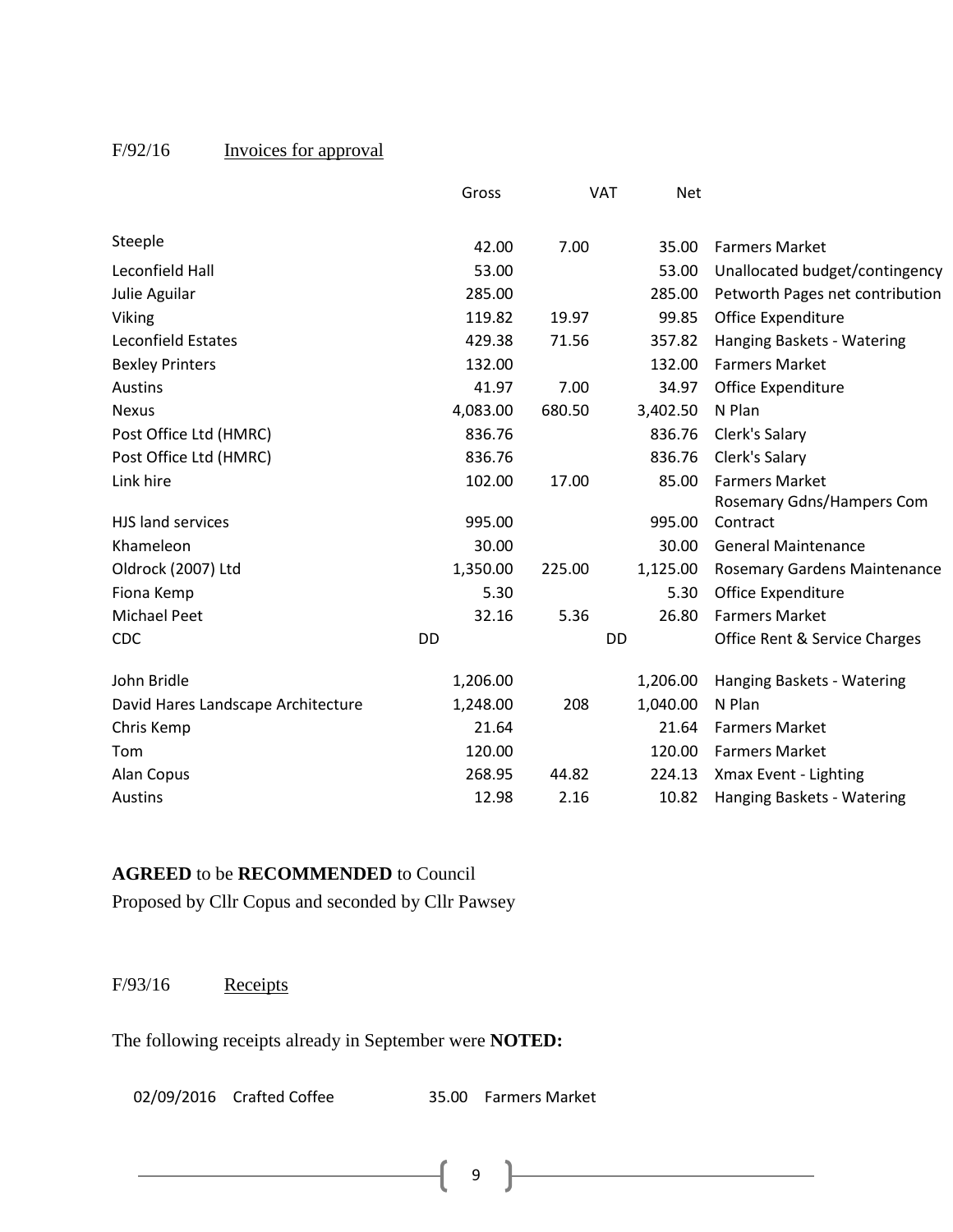F/92/16 Invoices for approval

| | Gross | VAT | Net | |
|---|---|---|---|---|
| Steeple | 42.00 | 7.00 | 35.00 | Farmers Market |
| Leconfield Hall | 53.00 | | 53.00 | Unallocated budget/contingency |
| Julie Aguilar | 285.00 | | 285.00 | Petworth Pages net contribution |
| Viking | 119.82 | 19.97 | 99.85 | Office Expenditure |
| Leconfield Estates | 429.38 | 71.56 | 357.82 | Hanging Baskets - Watering |
| Bexley Printers | 132.00 | | 132.00 | Farmers Market |
| Austins | 41.97 | 7.00 | 34.97 | Office Expenditure |
| Nexus | 4,083.00 | 680.50 | 3,402.50 | N Plan |
| Post Office Ltd (HMRC) | 836.76 | | 836.76 | Clerk's Salary |
| Post Office Ltd (HMRC) | 836.76 | | 836.76 | Clerk's Salary |
| Link hire | 102.00 | 17.00 | 85.00 | Farmers Market |
| HJS land services | 995.00 | | 995.00 | Rosemary Gdns/Hampers Com Contract |
| Khameleon | 30.00 | | 30.00 | General Maintenance |
| Oldrock (2007) Ltd | 1,350.00 | 225.00 | 1,125.00 | Rosemary Gardens Maintenance |
| Fiona Kemp | 5.30 | | 5.30 | Office Expenditure |
| Michael Peet | 32.16 | 5.36 | 26.80 | Farmers Market |
| CDC | DD | | DD | Office Rent & Service Charges |
| John Bridle | 1,206.00 | | 1,206.00 | Hanging Baskets - Watering |
| David Hares Landscape Architecture | 1,248.00 | 208 | 1,040.00 | N Plan |
| Chris Kemp | 21.64 | | 21.64 | Farmers Market |
| Tom | 120.00 | | 120.00 | Farmers Market |
| Alan Copus | 268.95 | 44.82 | 224.13 | Xmax Event - Lighting |
| Austins | 12.98 | 2.16 | 10.82 | Hanging Baskets - Watering |

**AGREED** to be **RECOMMENDED** to Council
Proposed by Cllr Copus and seconded by Cllr Pawsey

F/93/16 Receipts

The following receipts already in September were **NOTED:**

| | | | |
|---|---|---|---|
| 02/09/2016 | Crafted Coffee | 35.00 | Farmers Market |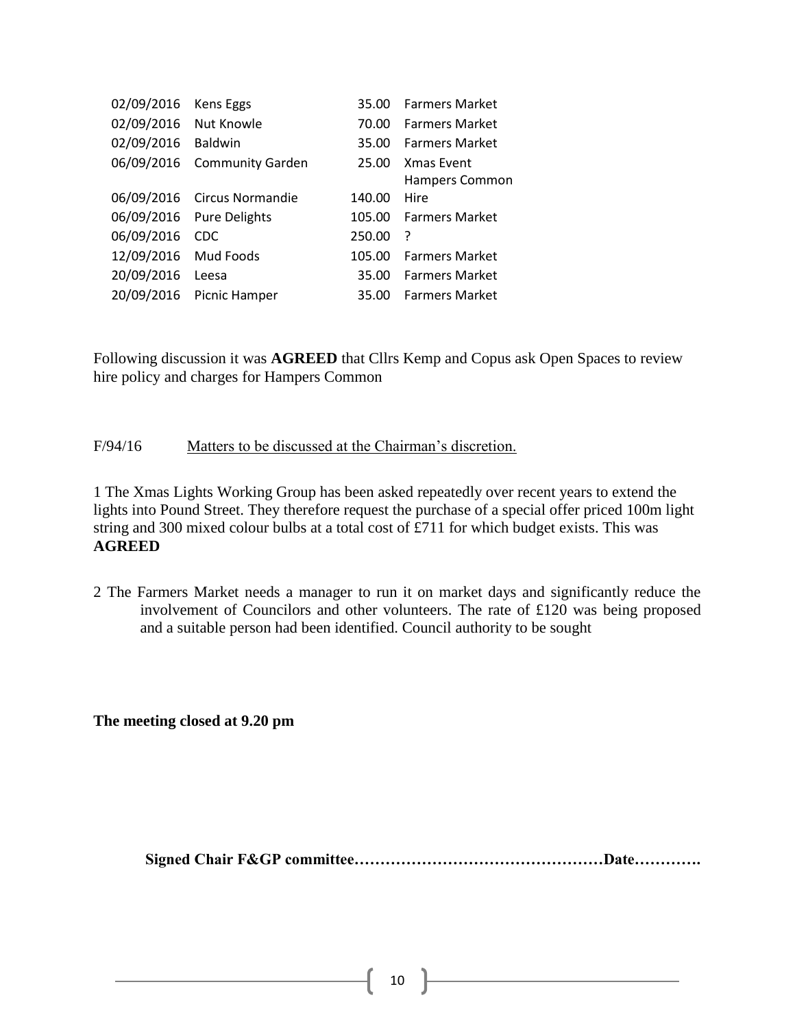| | | | |
|---|---|---|---|
| 02/09/2016 | Kens Eggs | 35.00 | Farmers Market |
| 02/09/2016 | Nut Knowle | 70.00 | Farmers Market |
| 02/09/2016 | Baldwin | 35.00 | Farmers Market |
| 06/09/2016 | Community Garden | 25.00 | Xmas Event |
| 06/09/2016 | Circus Normandie | 140.00 | Hampers Common Hire |
| 06/09/2016 | Pure Delights | 105.00 | Farmers Market |
| 06/09/2016 | CDC | 250.00 | ? |
| 12/09/2016 | Mud Foods | 105.00 | Farmers Market |
| 20/09/2016 | Leesa | 35.00 | Farmers Market |
| 20/09/2016 | Picnic Hamper | 35.00 | Farmers Market |

Following discussion it was **AGREED** that Cllrs Kemp and Copus ask Open Spaces to review hire policy and charges for Hampers Common

F/94/16 Matters to be discussed at the Chairman's discretion.

1 The Xmas Lights Working Group has been asked repeatedly over recent years to extend the lights into Pound Street. They therefore request the purchase of a special offer priced 100m light string and 300 mixed colour bulbs at a total cost of £711 for which budget exists. This was **AGREED**

2 The Farmers Market needs a manager to run it on market days and significantly reduce the involvement of Councilors and other volunteers. The rate of £120 was being proposed and a suitable person had been identified. Council authority to be sought

**The meeting closed at 9.20 pm**

**Signed Chair F&GP committee…………………………………………Date………….**